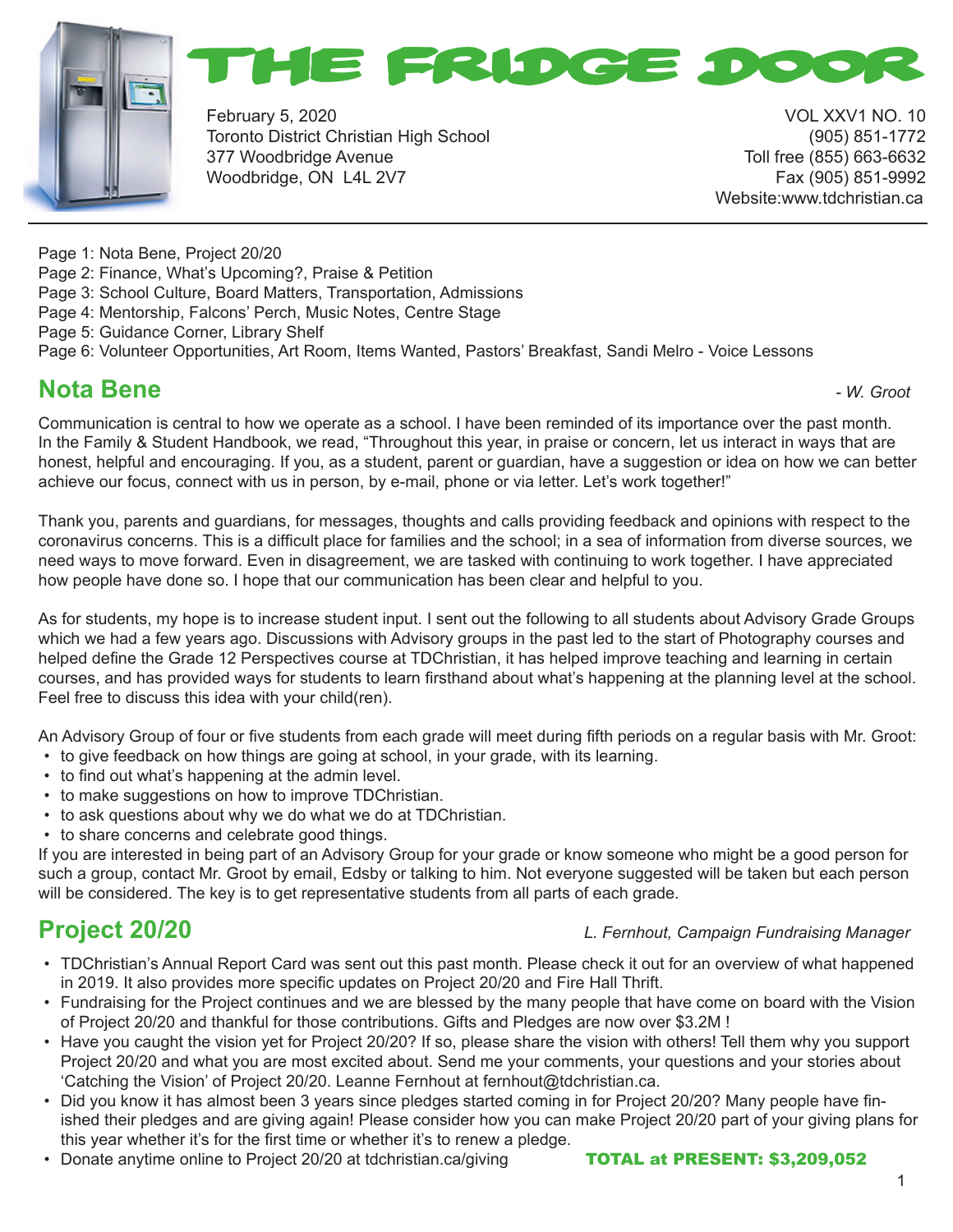# THE FRIDGE DOOR

February 5, 2020
Toronto District Christian High School
377 Woodbridge Avenue
Woodbridge, ON L4L 2V7

VOL XXV1 NO. 10
(905) 851-1772
Toll free (855) 663-6632
Fax (905) 851-9992
Website:www.tdchristian.ca

Page 1: Nota Bene, Project 20/20
Page 2: Finance, What's Upcoming?, Praise & Petition
Page 3: School Culture, Board Matters, Transportation, Admissions
Page 4: Mentorship, Falcons' Perch, Music Notes, Centre Stage
Page 5: Guidance Corner, Library Shelf
Page 6: Volunteer Opportunities, Art Room, Items Wanted, Pastors' Breakfast, Sandi Melro - Voice Lessons

## Nota Bene

*- W. Groot*

Communication is central to how we operate as a school. I have been reminded of its importance over the past month. In the Family & Student Handbook, we read, "Throughout this year, in praise or concern, let us interact in ways that are honest, helpful and encouraging. If you, as a student, parent or guardian, have a suggestion or idea on how we can better achieve our focus, connect with us in person, by e-mail, phone or via letter. Let's work together!"

Thank you, parents and guardians, for messages, thoughts and calls providing feedback and opinions with respect to the coronavirus concerns. This is a difficult place for families and the school; in a sea of information from diverse sources, we need ways to move forward. Even in disagreement, we are tasked with continuing to work together. I have appreciated how people have done so. I hope that our communication has been clear and helpful to you.

As for students, my hope is to increase student input. I sent out the following to all students about Advisory Grade Groups which we had a few years ago. Discussions with Advisory groups in the past led to the start of Photography courses and helped define the Grade 12 Perspectives course at TDChristian, it has helped improve teaching and learning in certain courses, and has provided ways for students to learn firsthand about what's happening at the planning level at the school. Feel free to discuss this idea with your child(ren).

An Advisory Group of four or five students from each grade will meet during fifth periods on a regular basis with Mr. Groot:

- to give feedback on how things are going at school, in your grade, with its learning.
- to find out what's happening at the admin level.
- to make suggestions on how to improve TDChristian.
- to ask questions about why we do what we do at TDChristian.
- to share concerns and celebrate good things.

If you are interested in being part of an Advisory Group for your grade or know someone who might be a good person for such a group, contact Mr. Groot by email, Edsby or talking to him. Not everyone suggested will be taken but each person will be considered. The key is to get representative students from all parts of each grade.

## Project 20/20

*L. Fernhout, Campaign Fundraising Manager*

- TDChristian's Annual Report Card was sent out this past month. Please check it out for an overview of what happened in 2019. It also provides more specific updates on Project 20/20 and Fire Hall Thrift.
- Fundraising for the Project continues and we are blessed by the many people that have come on board with the Vision of Project 20/20 and thankful for those contributions. Gifts and Pledges are now over $3.2M !
- Have you caught the vision yet for Project 20/20? If so, please share the vision with others! Tell them why you support Project 20/20 and what you are most excited about. Send me your comments, your questions and your stories about 'Catching the Vision' of Project 20/20. Leanne Fernhout at fernhout@tdchristian.ca.
- Did you know it has almost been 3 years since pledges started coming in for Project 20/20? Many people have finished their pledges and are giving again! Please consider how you can make Project 20/20 part of your giving plans for this year whether it's for the first time or whether it's to renew a pledge.
- Donate anytime online to Project 20/20 at tdchristian.ca/giving

**TOTAL at PRESENT: $3,209,052**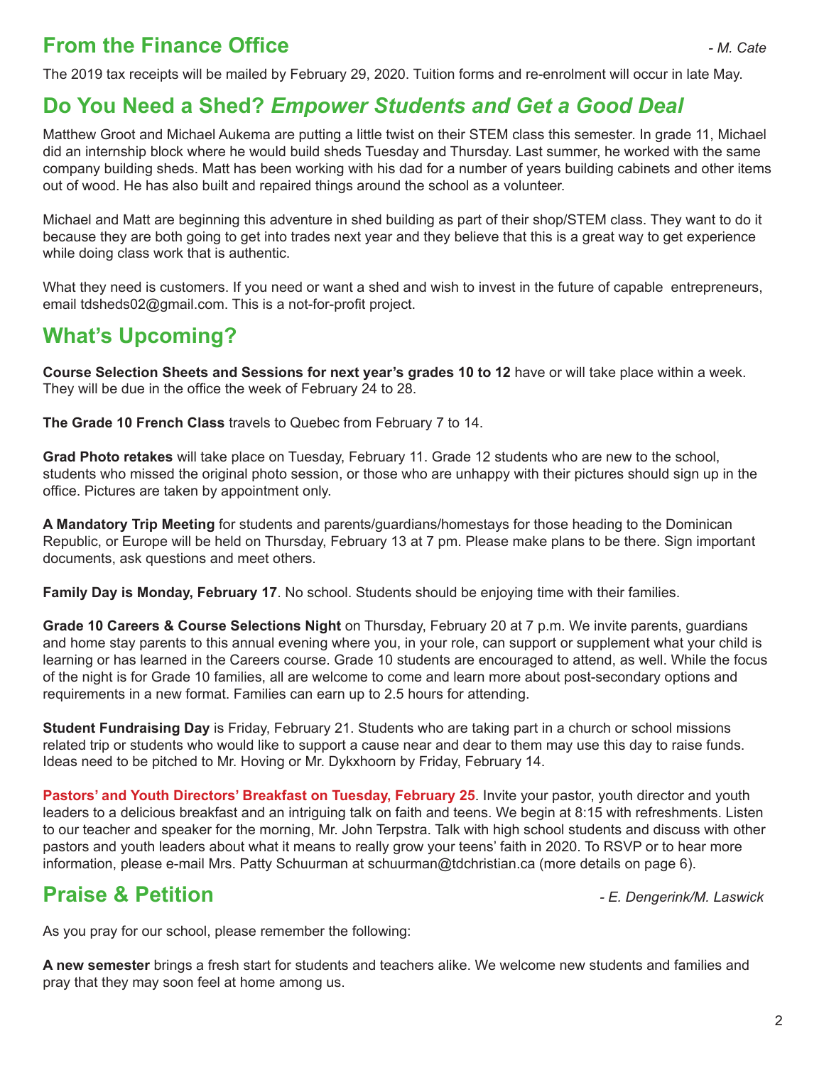## From the Finance Office

*- M. Cate*

The 2019 tax receipts will be mailed by February 29, 2020. Tuition forms and re-enrolment will occur in late May.

## Do You Need a Shed? *Empower Students and Get a Good Deal*

Matthew Groot and Michael Aukema are putting a little twist on their STEM class this semester. In grade 11, Michael did an internship block where he would build sheds Tuesday and Thursday. Last summer, he worked with the same company building sheds. Matt has been working with his dad for a number of years building cabinets and other items out of wood. He has also built and repaired things around the school as a volunteer.

Michael and Matt are beginning this adventure in shed building as part of their shop/STEM class. They want to do it because they are both going to get into trades next year and they believe that this is a great way to get experience while doing class work that is authentic.

What they need is customers. If you need or want a shed and wish to invest in the future of capable entrepreneurs, email tdsheds02@gmail.com. This is a not-for-profit project.

## What's Upcoming?

**Course Selection Sheets and Sessions for next year's grades 10 to 12** have or will take place within a week. They will be due in the office the week of February 24 to 28.

**The Grade 10 French Class** travels to Quebec from February 7 to 14.

**Grad Photo retakes** will take place on Tuesday, February 11. Grade 12 students who are new to the school, students who missed the original photo session, or those who are unhappy with their pictures should sign up in the office. Pictures are taken by appointment only.

**A Mandatory Trip Meeting** for students and parents/guardians/homestays for those heading to the Dominican Republic, or Europe will be held on Thursday, February 13 at 7 pm. Please make plans to be there. Sign important documents, ask questions and meet others.

**Family Day is Monday, February 17**. No school. Students should be enjoying time with their families.

**Grade 10 Careers & Course Selections Night** on Thursday, February 20 at 7 p.m. We invite parents, guardians and home stay parents to this annual evening where you, in your role, can support or supplement what your child is learning or has learned in the Careers course. Grade 10 students are encouraged to attend, as well. While the focus of the night is for Grade 10 families, all are welcome to come and learn more about post-secondary options and requirements in a new format. Families can earn up to 2.5 hours for attending.

**Student Fundraising Day** is Friday, February 21. Students who are taking part in a church or school missions related trip or students who would like to support a cause near and dear to them may use this day to raise funds. Ideas need to be pitched to Mr. Hoving or Mr. Dykxhoorn by Friday, February 14.

**Pastors' and Youth Directors' Breakfast on Tuesday, February 25**. Invite your pastor, youth director and youth leaders to a delicious breakfast and an intriguing talk on faith and teens. We begin at 8:15 with refreshments. Listen to our teacher and speaker for the morning, Mr. John Terpstra. Talk with high school students and discuss with other pastors and youth leaders about what it means to really grow your teens' faith in 2020. To RSVP or to hear more information, please e-mail Mrs. Patty Schuurman at schuurman@tdchristian.ca (more details on page 6).

## Praise & Petition

*- E. Dengerink/M. Laswick*

As you pray for our school, please remember the following:

**A new semester** brings a fresh start for students and teachers alike. We welcome new students and families and pray that they may soon feel at home among us.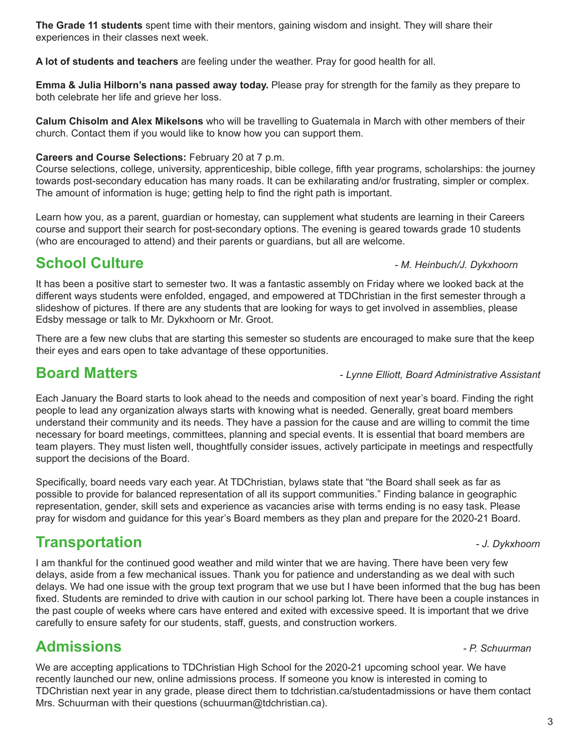**The Grade 11 students** spent time with their mentors, gaining wisdom and insight. They will share their experiences in their classes next week.

**A lot of students and teachers** are feeling under the weather. Pray for good health for all.

**Emma & Julia Hilborn's nana passed away today.** Please pray for strength for the family as they prepare to both celebrate her life and grieve her loss.

**Calum Chisolm and Alex Mikelsons** who will be travelling to Guatemala in March with other members of their church. Contact them if you would like to know how you can support them.

**Careers and Course Selections:** February 20 at 7 p.m.
Course selections, college, university, apprenticeship, bible college, fifth year programs, scholarships: the journey towards post-secondary education has many roads. It can be exhilarating and/or frustrating, simpler or complex. The amount of information is huge; getting help to find the right path is important.

Learn how you, as a parent, guardian or homestay, can supplement what students are learning in their Careers course and support their search for post-secondary options. The evening is geared towards grade 10 students (who are encouraged to attend) and their parents or guardians, but all are welcome.

## School Culture

*- M. Heinbuch/J. Dykxhoorn*

It has been a positive start to semester two. It was a fantastic assembly on Friday where we looked back at the different ways students were enfolded, engaged, and empowered at TDChristian in the first semester through a slideshow of pictures. If there are any students that are looking for ways to get involved in assemblies, please Edsby message or talk to Mr. Dykxhoorn or Mr. Groot.

There are a few new clubs that are starting this semester so students are encouraged to make sure that the keep their eyes and ears open to take advantage of these opportunities.

## Board Matters

*- Lynne Elliott, Board Administrative Assistant*

Each January the Board starts to look ahead to the needs and composition of next year's board. Finding the right people to lead any organization always starts with knowing what is needed. Generally, great board members understand their community and its needs. They have a passion for the cause and are willing to commit the time necessary for board meetings, committees, planning and special events. It is essential that board members are team players. They must listen well, thoughtfully consider issues, actively participate in meetings and respectfully support the decisions of the Board.

Specifically, board needs vary each year. At TDChristian, bylaws state that "the Board shall seek as far as possible to provide for balanced representation of all its support communities." Finding balance in geographic representation, gender, skill sets and experience as vacancies arise with terms ending is no easy task. Please pray for wisdom and guidance for this year's Board members as they plan and prepare for the 2020-21 Board.

## Transportation

*- J. Dykxhoorn*

I am thankful for the continued good weather and mild winter that we are having. There have been very few delays, aside from a few mechanical issues. Thank you for patience and understanding as we deal with such delays. We had one issue with the group text program that we use but I have been informed that the bug has been fixed. Students are reminded to drive with caution in our school parking lot. There have been a couple instances in the past couple of weeks where cars have entered and exited with excessive speed. It is important that we drive carefully to ensure safety for our students, staff, guests, and construction workers.

## Admissions

*- P. Schuurman*

We are accepting applications to TDChristian High School for the 2020-21 upcoming school year. We have recently launched our new, online admissions process. If someone you know is interested in coming to TDChristian next year in any grade, please direct them to tdchristian.ca/studentadmissions or have them contact Mrs. Schuurman with their questions (schuurman@tdchristian.ca).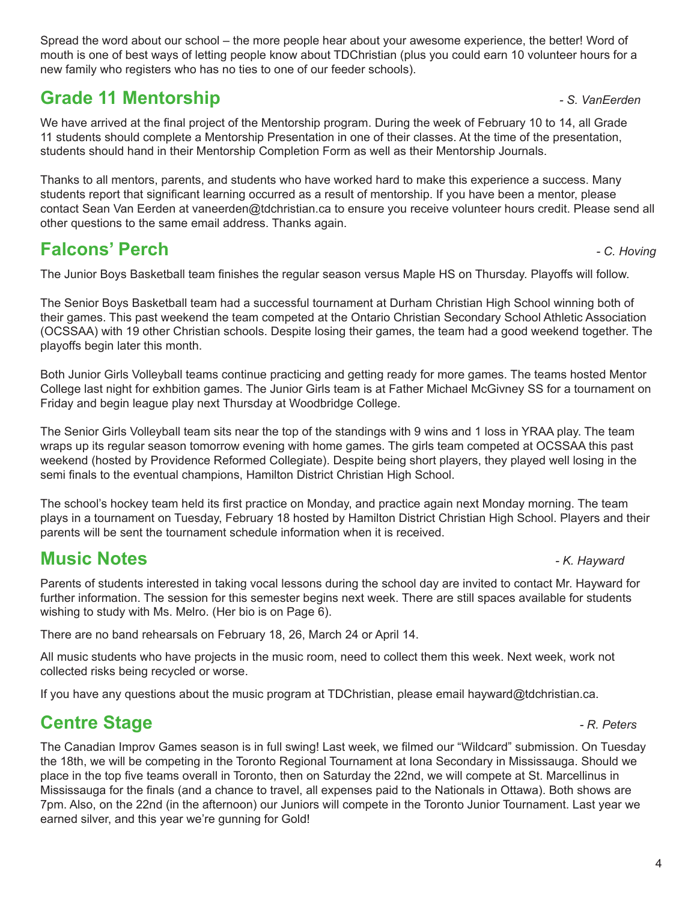Spread the word about our school – the more people hear about your awesome experience, the better! Word of mouth is one of best ways of letting people know about TDChristian (plus you could earn 10 volunteer hours for a new family who registers who has no ties to one of our feeder schools).

## Grade 11 Mentorship

*- S. VanEerden*

We have arrived at the final project of the Mentorship program. During the week of February 10 to 14, all Grade 11 students should complete a Mentorship Presentation in one of their classes. At the time of the presentation, students should hand in their Mentorship Completion Form as well as their Mentorship Journals.

Thanks to all mentors, parents, and students who have worked hard to make this experience a success. Many students report that significant learning occurred as a result of mentorship. If you have been a mentor, please contact Sean Van Eerden at vaneerden@tdchristian.ca to ensure you receive volunteer hours credit. Please send all other questions to the same email address. Thanks again.

## Falcons' Perch

*- C. Hoving*

The Junior Boys Basketball team finishes the regular season versus Maple HS on Thursday. Playoffs will follow.

The Senior Boys Basketball team had a successful tournament at Durham Christian High School winning both of their games. This past weekend the team competed at the Ontario Christian Secondary School Athletic Association (OCSSAA) with 19 other Christian schools. Despite losing their games, the team had a good weekend together. The playoffs begin later this month.

Both Junior Girls Volleyball teams continue practicing and getting ready for more games. The teams hosted Mentor College last night for exhbition games. The Junior Girls team is at Father Michael McGivney SS for a tournament on Friday and begin league play next Thursday at Woodbridge College.

The Senior Girls Volleyball team sits near the top of the standings with 9 wins and 1 loss in YRAA play. The team wraps up its regular season tomorrow evening with home games. The girls team competed at OCSSAA this past weekend (hosted by Providence Reformed Collegiate). Despite being short players, they played well losing in the semi finals to the eventual champions, Hamilton District Christian High School.

The school's hockey team held its first practice on Monday, and practice again next Monday morning. The team plays in a tournament on Tuesday, February 18 hosted by Hamilton District Christian High School. Players and their parents will be sent the tournament schedule information when it is received.

## Music Notes

*- K. Hayward*

Parents of students interested in taking vocal lessons during the school day are invited to contact Mr. Hayward for further information. The session for this semester begins next week. There are still spaces available for students wishing to study with Ms. Melro. (Her bio is on Page 6).

There are no band rehearsals on February 18, 26, March 24 or April 14.

All music students who have projects in the music room, need to collect them this week. Next week, work not collected risks being recycled or worse.

If you have any questions about the music program at TDChristian, please email hayward@tdchristian.ca.

## Centre Stage

*- R. Peters*

The Canadian Improv Games season is in full swing! Last week, we filmed our "Wildcard" submission. On Tuesday the 18th, we will be competing in the Toronto Regional Tournament at Iona Secondary in Mississauga. Should we place in the top five teams overall in Toronto, then on Saturday the 22nd, we will compete at St. Marcellinus in Mississauga for the finals (and a chance to travel, all expenses paid to the Nationals in Ottawa). Both shows are 7pm. Also, on the 22nd (in the afternoon) our Juniors will compete in the Toronto Junior Tournament. Last year we earned silver, and this year we're gunning for Gold!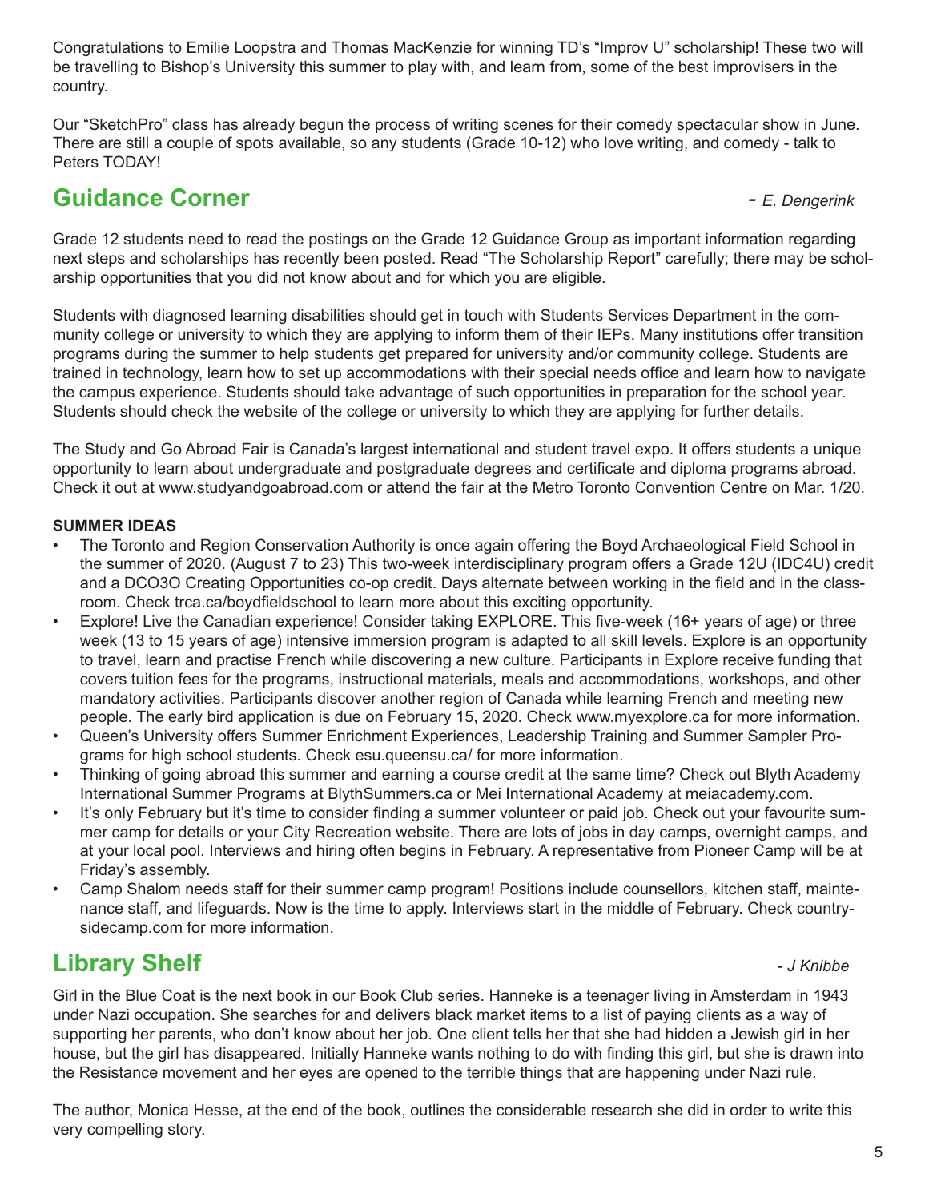Congratulations to Emilie Loopstra and Thomas MacKenzie for winning TD's "Improv U" scholarship! These two will be travelling to Bishop's University this summer to play with, and learn from, some of the best improvisers in the country.

Our "SketchPro" class has already begun the process of writing scenes for their comedy spectacular show in June. There are still a couple of spots available, so any students (Grade 10-12) who love writing, and comedy - talk to Peters TODAY!

## Guidance Corner

*- E. Dengerink*

Grade 12 students need to read the postings on the Grade 12 Guidance Group as important information regarding next steps and scholarships has recently been posted. Read "The Scholarship Report" carefully; there may be scholarship opportunities that you did not know about and for which you are eligible.

Students with diagnosed learning disabilities should get in touch with Students Services Department in the community college or university to which they are applying to inform them of their IEPs. Many institutions offer transition programs during the summer to help students get prepared for university and/or community college. Students are trained in technology, learn how to set up accommodations with their special needs office and learn how to navigate the campus experience. Students should take advantage of such opportunities in preparation for the school year. Students should check the website of the college or university to which they are applying for further details.

The Study and Go Abroad Fair is Canada's largest international and student travel expo. It offers students a unique opportunity to learn about undergraduate and postgraduate degrees and certificate and diploma programs abroad. Check it out at www.studyandgoabroad.com or attend the fair at the Metro Toronto Convention Centre on Mar. 1/20.

**SUMMER IDEAS**

- The Toronto and Region Conservation Authority is once again offering the Boyd Archaeological Field School in the summer of 2020. (August 7 to 23) This two-week interdisciplinary program offers a Grade 12U (IDC4U) credit and a DCO3O Creating Opportunities co-op credit. Days alternate between working in the field and in the classroom. Check trca.ca/boydfieldschool to learn more about this exciting opportunity.
- Explore! Live the Canadian experience! Consider taking EXPLORE. This five-week (16+ years of age) or three week (13 to 15 years of age) intensive immersion program is adapted to all skill levels. Explore is an opportunity to travel, learn and practise French while discovering a new culture. Participants in Explore receive funding that covers tuition fees for the programs, instructional materials, meals and accommodations, workshops, and other mandatory activities. Participants discover another region of Canada while learning French and meeting new people. The early bird application is due on February 15, 2020. Check www.myexplore.ca for more information.
- Queen's University offers Summer Enrichment Experiences, Leadership Training and Summer Sampler Programs for high school students. Check esu.queensu.ca/ for more information.
- Thinking of going abroad this summer and earning a course credit at the same time? Check out Blyth Academy International Summer Programs at BlythSummers.ca or Mei International Academy at meiacademy.com.
- It's only February but it's time to consider finding a summer volunteer or paid job. Check out your favourite summer camp for details or your City Recreation website. There are lots of jobs in day camps, overnight camps, and at your local pool. Interviews and hiring often begins in February. A representative from Pioneer Camp will be at Friday's assembly.
- Camp Shalom needs staff for their summer camp program! Positions include counsellors, kitchen staff, maintenance staff, and lifeguards. Now is the time to apply. Interviews start in the middle of February. Check countrysidecamp.com for more information.

## Library Shelf

*- J Knibbe*

Girl in the Blue Coat is the next book in our Book Club series. Hanneke is a teenager living in Amsterdam in 1943 under Nazi occupation. She searches for and delivers black market items to a list of paying clients as a way of supporting her parents, who don't know about her job. One client tells her that she had hidden a Jewish girl in her house, but the girl has disappeared. Initially Hanneke wants nothing to do with finding this girl, but she is drawn into the Resistance movement and her eyes are opened to the terrible things that are happening under Nazi rule.

The author, Monica Hesse, at the end of the book, outlines the considerable research she did in order to write this very compelling story.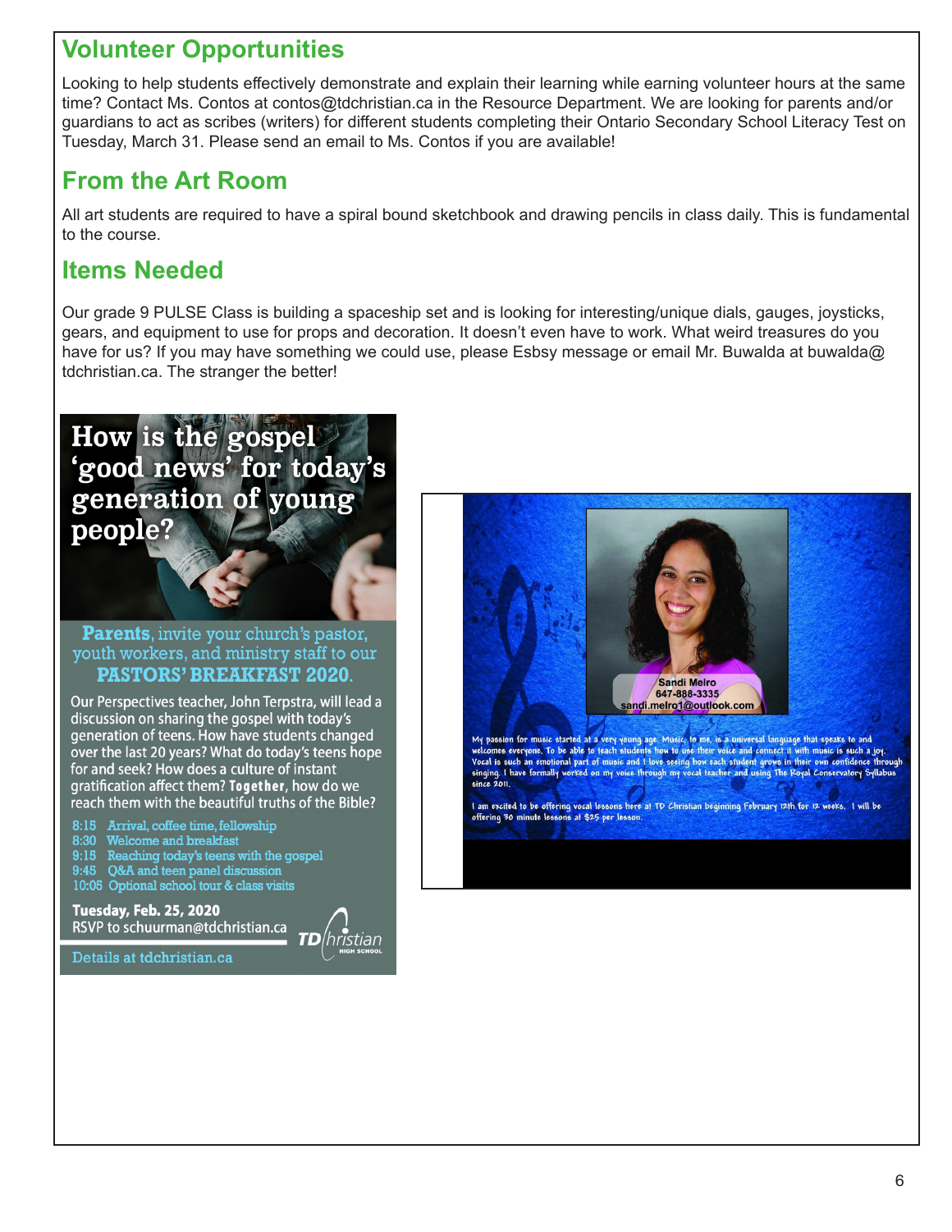## Volunteer Opportunities

Looking to help students effectively demonstrate and explain their learning while earning volunteer hours at the same time? Contact Ms. Contos at contos@tdchristian.ca in the Resource Department. We are looking for parents and/or guardians to act as scribes (writers) for different students completing their Ontario Secondary School Literacy Test on Tuesday, March 31. Please send an email to Ms. Contos if you are available!

## From the Art Room

All art students are required to have a spiral bound sketchbook and drawing pencils in class daily. This is fundamental to the course.

## Items Needed

Our grade 9 PULSE Class is building a spaceship set and is looking for interesting/unique dials, gauges, joysticks, gears, and equipment to use for props and decoration. It doesn't even have to work. What weird treasures do you have for us? If you may have something we could use, please Esbsy message or email Mr. Buwalda at buwalda@tdchristian.ca. The stranger the better!

### How is the gospel 'good news' for today's generation of young people?

**Parents**, invite your church's pastor, youth workers, and ministry staff to our **PASTORS' BREAKFAST 2020**.

Our Perspectives teacher, John Terpstra, will lead a discussion on sharing the gospel with today's generation of teens. How have students changed over the last 20 years? What do today's teens hope for and seek? How does a culture of instant gratification affect them? **Together**, how do we reach them with the beautiful truths of the Bible?

8:15 Arrival, coffee time, fellowship
8:30 Welcome and breakfast
9:15 Reaching today's teens with the gospel
9:45 Q&A and teen panel discussion
10:05 Optional school tour & class visits

**Tuesday, Feb. 25, 2020**
RSVP to schuurman@tdchristian.ca

Details at tdchristian.ca

TD Christian High School

Sandi Melro
647-888-3335
sandi.melro1@outlook.com

My passion for music started at a very young age. Music, to me, is a universal language that speaks to and welcomes everyone. To be able to teach students how to use their voice and connect it with music is such a joy. Vocal is such an emotional part of music and I love seeing how each student grows in their own confidence through singing. I have formally worked on my voice through my vocal teacher and using The Royal Conservatory Syllabus since 2011.

I am excited to be offering vocal lessons here at TD Christian beginning February 12th for 12 weeks. I will be offering 30 minute lessons at $25 per lesson.